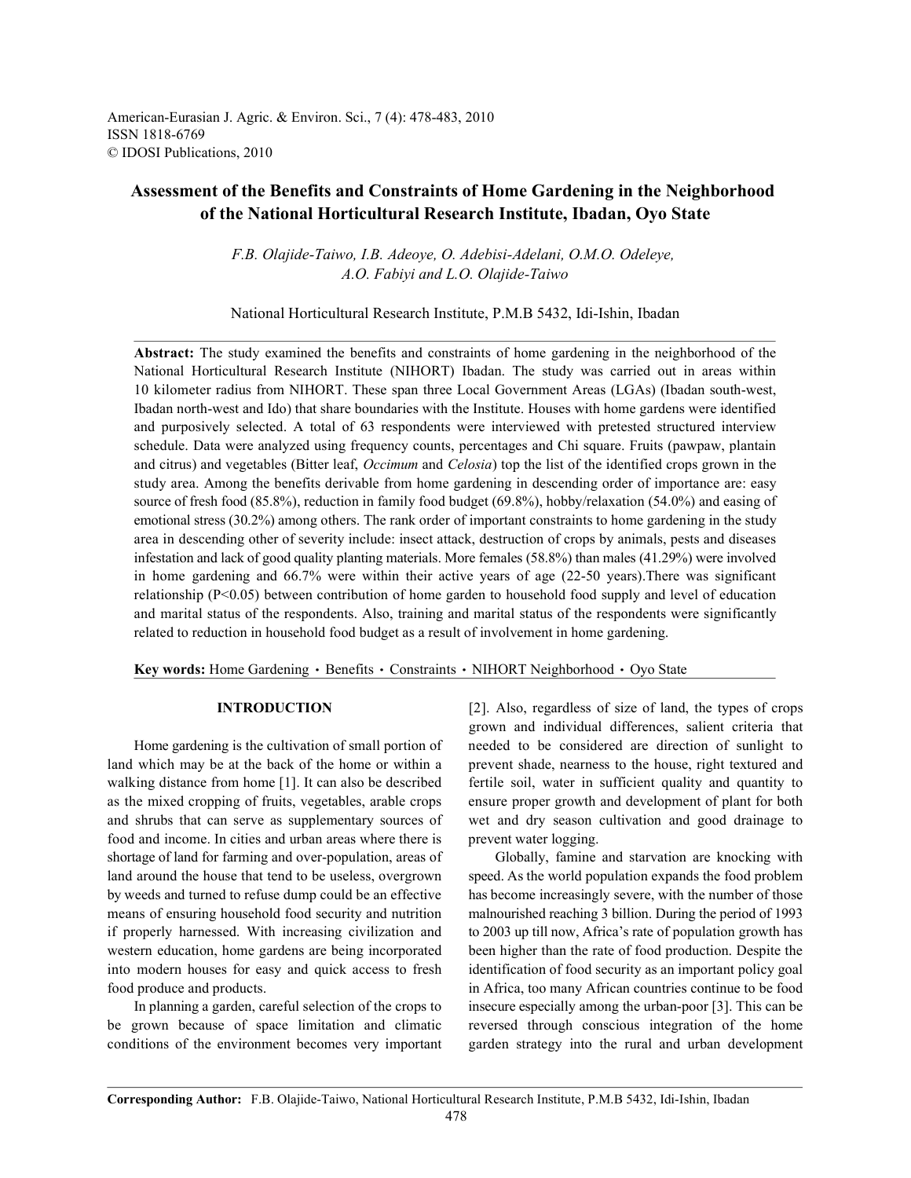# Assessment of the Benefits and Constraints of Home Gardening in the Neighborhood of the National Horticultural Research Institute, Ibadan, Oyo State

*F.B. Olajide-Taiwo, I.B. Adeoye, O. Adebisi-Adelani, O.M.O. Odeleye, A.O. Fabiyi and L.O. Olajide-Taiwo*

National Horticultural Research Institute, P.M.B 5432, Idi-Ishin, Ibadan

**Abstract:** The study examined the benefits and constraints of home gardening in the neighborhood of the National Horticultural Research Institute (NIHORT) Ibadan. The study was carried out in areas within 10 kilometer radius from NIHORT. These span three Local Government Areas (LGAs) (Ibadan south-west, Ibadan north-west and Ido) that share boundaries with the Institute. Houses with home gardens were identified and purposively selected. A total of 63 respondents were interviewed with pretested structured interview schedule. Data were analyzed using frequency counts, percentages and Chi square. Fruits (pawpaw, plantain and citrus) and vegetables (Bitter leaf, *Occimum* and *Celosia*) top the list of the identified crops grown in the study area. Among the benefits derivable from home gardening in descending order of importance are: easy source of fresh food (85.8%), reduction in family food budget (69.8%), hobby/relaxation (54.0%) and easing of emotional stress (30.2%) among others. The rank order of important constraints to home gardening in the study area in descending other of severity include: insect attack, destruction of crops by animals, pests and diseases infestation and lack of good quality planting materials. More females (58.8%) than males (41.29%) were involved in home gardening and 66.7% were within their active years of age (22-50 years).There was significant relationship (P<0.05) between contribution of home garden to household food supply and level of education and marital status of the respondents. Also, training and marital status of the respondents were significantly related to reduction in household food budget as a result of involvement in home gardening.

**Key words:** Home Gardening • Benefits • Constraints • NIHORT Neighborhood • Oyo State

## INTRODUCTION

Home gardening is the cultivation of small portion of land which may be at the back of the home or within a walking distance from home [1]. It can also be described as the mixed cropping of fruits, vegetables, arable crops and shrubs that can serve as supplementary sources of food and income. In cities and urban areas where there is shortage of land for farming and over-population, areas of land around the house that tend to be useless, overgrown by weeds and turned to refuse dump could be an effective means of ensuring household food security and nutrition if properly harnessed. With increasing civilization and western education, home gardens are being incorporated into modern houses for easy and quick access to fresh food produce and products.

In planning a garden, careful selection of the crops to be grown because of space limitation and climatic conditions of the environment becomes very important [2]. Also, regardless of size of land, the types of crops grown and individual differences, salient criteria that needed to be considered are direction of sunlight to prevent shade, nearness to the house, right textured and fertile soil, water in sufficient quality and quantity to ensure proper growth and development of plant for both wet and dry season cultivation and good drainage to prevent water logging.

Globally, famine and starvation are knocking with speed. As the world population expands the food problem has become increasingly severe, with the number of those malnourished reaching 3 billion. During the period of 1993 to 2003 up till now, Africa's rate of population growth has been higher than the rate of food production. Despite the identification of food security as an important policy goal in Africa, too many African countries continue to be food insecure especially among the urban-poor [3]. This can be reversed through conscious integration of the home garden strategy into the rural and urban development

**Corresponding Author:** F.B. Olajide-Taiwo, National Horticultural Research Institute, P.M.B 5432, Idi-Ishin, Ibadan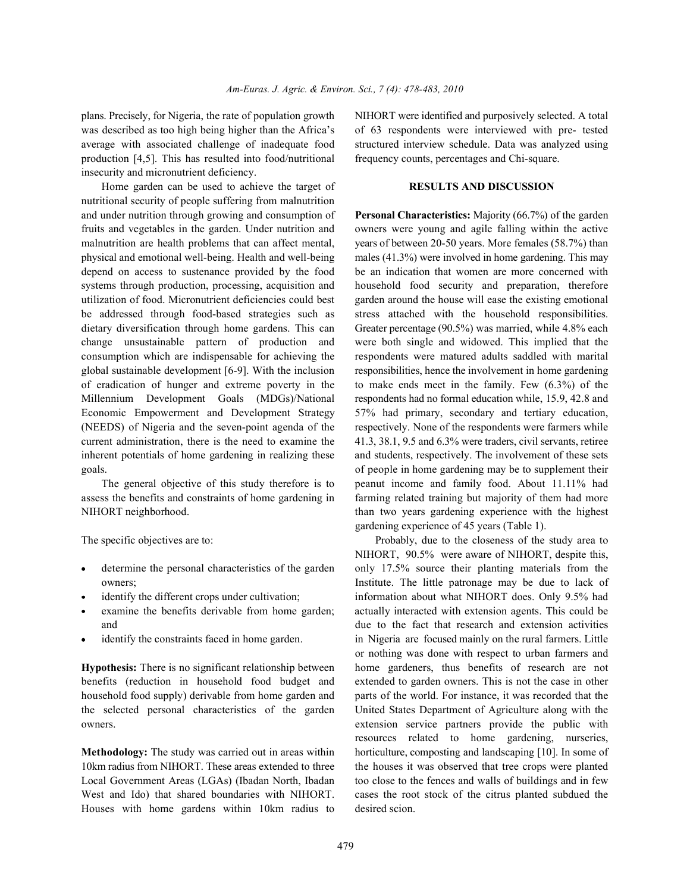plans. Precisely, for Nigeria, the rate of population growth was described as too high being higher than the Africa's average with associated challenge of inadequate food production [4,5]. This has resulted into food/nutritional insecurity and micronutrient deficiency.

Home garden can be used to achieve the target of nutritional security of people suffering from malnutrition and under nutrition through growing and consumption of fruits and vegetables in the garden. Under nutrition and malnutrition are health problems that can affect mental, physical and emotional well-being. Health and well-being depend on access to sustenance provided by the food systems through production, processing, acquisition and utilization of food. Micronutrient deficiencies could best be addressed through food-based strategies such as dietary diversification through home gardens. This can change unsustainable pattern of production and consumption which are indispensable for achieving the global sustainable development [6-9]. With the inclusion of eradication of hunger and extreme poverty in the Millennium Development Goals (MDGs)/National Economic Empowerment and Development Strategy (NEEDS) of Nigeria and the seven-point agenda of the current administration, there is the need to examine the inherent potentials of home gardening in realizing these goals.

The general objective of this study therefore is to assess the benefits and constraints of home gardening in NIHORT neighborhood.

The specific objectives are to:

- determine the personal characteristics of the garden owners;
- identify the different crops under cultivation;
- examine the benefits derivable from home garden; and
- identify the constraints faced in home garden.

**Hypothesis:** There is no significant relationship between benefits (reduction in household food budget and household food supply) derivable from home garden and the selected personal characteristics of the garden owners.

**Methodology:** The study was carried out in areas within 10km radius from NIHORT. These areas extended to three Local Government Areas (LGAs) (Ibadan North, Ibadan West and Ido) that shared boundaries with NIHORT. Houses with home gardens within 10km radius to NIHORT were identified and purposively selected. A total of 63 respondents were interviewed with pre- tested structured interview schedule. Data was analyzed using frequency counts, percentages and Chi-square.

## RESULTS AND DISCUSSION

**Personal Characteristics:** Majority (66.7%) of the garden owners were young and agile falling within the active years of between 20-50 years. More females (58.7%) than males (41.3%) were involved in home gardening. This may be an indication that women are more concerned with household food security and preparation, therefore garden around the house will ease the existing emotional stress attached with the household responsibilities. Greater percentage (90.5%) was married, while 4.8% each were both single and widowed. This implied that the respondents were matured adults saddled with marital responsibilities, hence the involvement in home gardening to make ends meet in the family. Few (6.3%) of the respondents had no formal education while, 15.9, 42.8 and 57% had primary, secondary and tertiary education, respectively. None of the respondents were farmers while 41.3, 38.1, 9.5 and 6.3% were traders, civil servants, retiree and students, respectively. The involvement of these sets of people in home gardening may be to supplement their peanut income and family food. About 11.11% had farming related training but majority of them had more than two years gardening experience with the highest gardening experience of 45 years (Table 1).

Probably, due to the closeness of the study area to NIHORT, 90.5% were aware of NIHORT, despite this, only 17.5% source their planting materials from the Institute. The little patronage may be due to lack of information about what NIHORT does. Only 9.5% had actually interacted with extension agents. This could be due to the fact that research and extension activities in Nigeria are focused mainly on the rural farmers. Little or nothing was done with respect to urban farmers and home gardeners, thus benefits of research are not extended to garden owners. This is not the case in other parts of the world. For instance, it was recorded that the United States Department of Agriculture along with the extension service partners provide the public with resources related to home gardening, nurseries, horticulture, composting and landscaping [10]. In some of the houses it was observed that tree crops were planted too close to the fences and walls of buildings and in few cases the root stock of the citrus planted subdued the desired scion.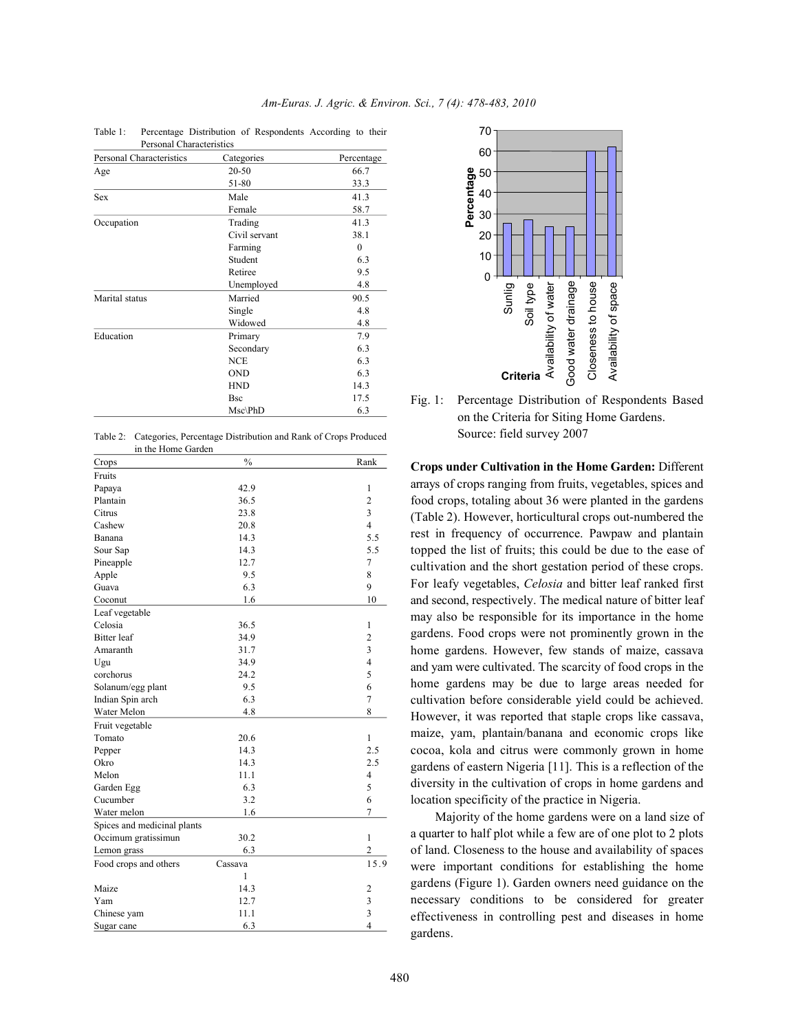Table 1: Percentage Distribution of Respondents According to their Personal Characteristics

| Personal Characteristics | Categories | Percentage |
|---|---|---|
| Age | 20-50 | 66.7 |
| | 51-80 | 33.3 |
| Sex | Male | 41.3 |
| | Female | 58.7 |
| Occupation | Trading | 41.3 |
| | Civil servant | 38.1 |
| | Farming | 0 |
| | Student | 6.3 |
| | Retiree | 9.5 |
| | Unemployed | 4.8 |
| Marital status | Married | 90.5 |
| | Single | 4.8 |
| | Widowed | 4.8 |
| Education | Primary | 7.9 |
| | Secondary | 6.3 |
| | NCE | 6.3 |
| | OND | 6.3 |
| | HND | 14.3 |
| | Bsc | 17.5 |
| | Msc\PhD | 6.3 |

Table 2: Categories, Percentage Distribution and Rank of Crops Produced in the Home Garden

| Crops | % | Rank |
|---|---|---|
| Fruits | | |
| Papaya | 42.9 | 1 |
| Plantain | 36.5 | 2 |
| Citrus | 23.8 | 3 |
| Cashew | 20.8 | 4 |
| Banana | 14.3 | 5.5 |
| Sour Sap | 14.3 | 5.5 |
| Pineapple | 12.7 | 7 |
| Apple | 9.5 | 8 |
| Guava | 6.3 | 9 |
| Coconut | 1.6 | 10 |
| Leaf vegetable | | |
| Celosia | 36.5 | 1 |
| Bitter leaf | 34.9 | 2 |
| Amaranth | 31.7 | 3 |
| Ugu | 34.9 | 4 |
| corchorus | 24.2 | 5 |
| Solanum/egg plant | 9.5 | 6 |
| Indian Spin arch | 6.3 | 7 |
| Water Melon | 4.8 | 8 |
| Fruit vegetable | | |
| Tomato | 20.6 | 1 |
| Pepper | 14.3 | 2.5 |
| Okro | 14.3 | 2.5 |
| Melon | 11.1 | 4 |
| Garden Egg | 6.3 | 5 |
| Cucumber | 3.2 | 6 |
| Water melon | 1.6 | 7 |
| Spices and medicinal plants | | |
| Occimum gratissimun | 30.2 | 1 |
| Lemon grass | 6.3 | 2 |
| Food crops and others | Cassava | 15.9 |
| | 1 | |
| Maize | 14.3 | 2 |
| Yam | 12.7 | 3 |
| Chinese yam | 11.1 | 3 |
| Sugar cane | 6.3 | 4 |

| Criteria | Percentage |
|---|---|
| Sunlig | ~25 |
| Soil type | ~27 |
| Availability of water | ~24 |
| Good water drainage | ~24 |
| Closeness to house | ~60 |
| Availability of space | ~62 |

Fig. 1: Percentage Distribution of Respondents Based on the Criteria for Siting Home Gardens. Source: field survey 2007

**Crops under Cultivation in the Home Garden:** Different arrays of crops ranging from fruits, vegetables, spices and food crops, totaling about 36 were planted in the gardens (Table 2). However, horticultural crops out-numbered the rest in frequency of occurrence. Pawpaw and plantain topped the list of fruits; this could be due to the ease of cultivation and the short gestation period of these crops. For leafy vegetables, *Celosia* and bitter leaf ranked first and second, respectively. The medical nature of bitter leaf may also be responsible for its importance in the home gardens. Food crops were not prominently grown in the home gardens. However, few stands of maize, cassava and yam were cultivated. The scarcity of food crops in the home gardens may be due to large areas needed for cultivation before considerable yield could be achieved. However, it was reported that staple crops like cassava, maize, yam, plantain/banana and economic crops like cocoa, kola and citrus were commonly grown in home gardens of eastern Nigeria [11]. This is a reflection of the diversity in the cultivation of crops in home gardens and location specificity of the practice in Nigeria.

Majority of the home gardens were on a land size of a quarter to half plot while a few are of one plot to 2 plots of land. Closeness to the house and availability of spaces were important conditions for establishing the home gardens (Figure 1). Garden owners need guidance on the necessary conditions to be considered for greater effectiveness in controlling pest and diseases in home gardens.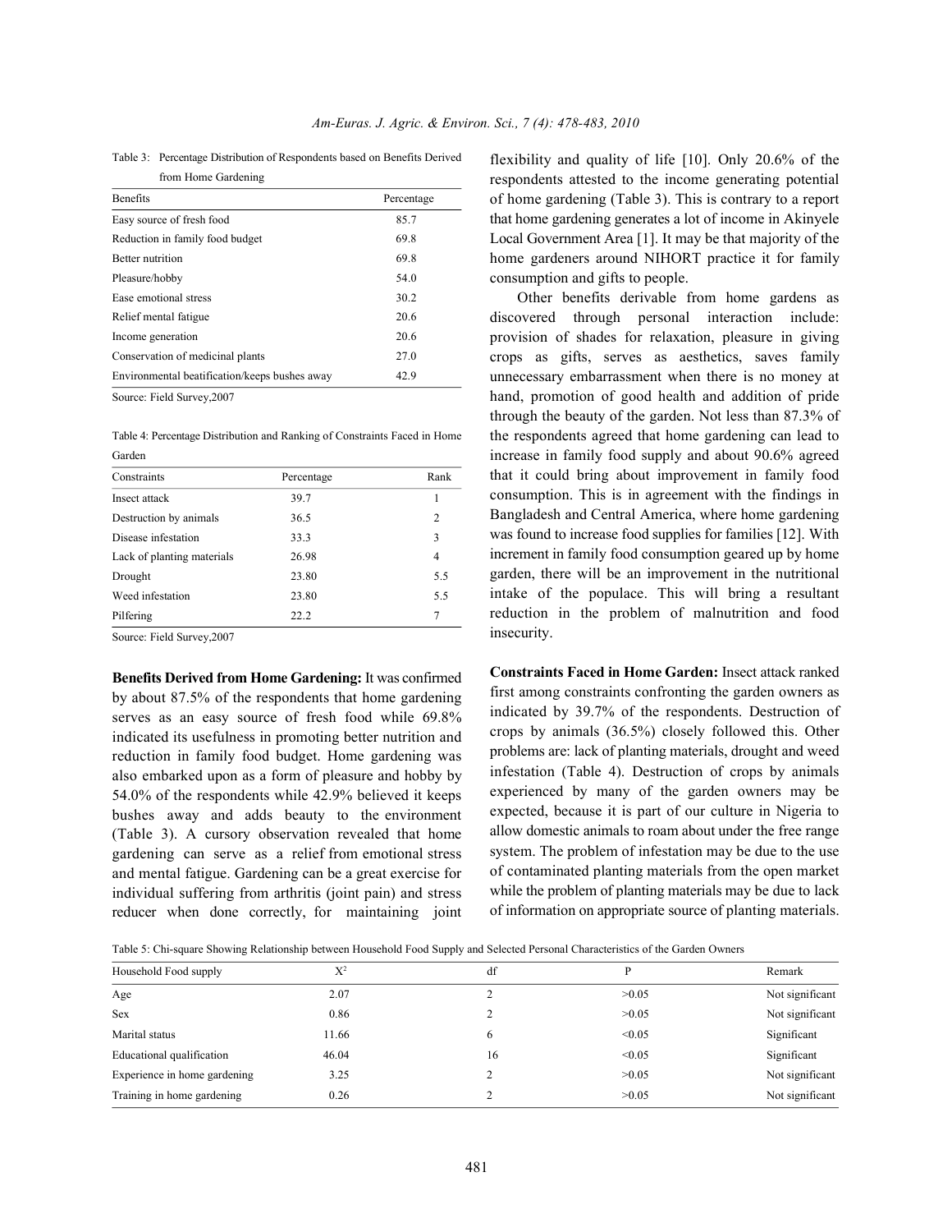Table 3: Percentage Distribution of Respondents based on Benefits Derived from Home Gardening

| Benefits | Percentage |
|---|---|
| Easy source of fresh food | 85.7 |
| Reduction in family food budget | 69.8 |
| Better nutrition | 69.8 |
| Pleasure/hobby | 54.0 |
| Ease emotional stress | 30.2 |
| Relief mental fatigue | 20.6 |
| Income generation | 20.6 |
| Conservation of medicinal plants | 27.0 |
| Environmental beatification/keeps bushes away | 42.9 |

Source: Field Survey,2007

Table 4: Percentage Distribution and Ranking of Constraints Faced in Home Garden

| Constraints | Percentage | Rank |
|---|---|---|
| Insect attack | 39.7 | 1 |
| Destruction by animals | 36.5 | 2 |
| Disease infestation | 33.3 | 3 |
| Lack of planting materials | 26.98 | 4 |
| Drought | 23.80 | 5.5 |
| Weed infestation | 23.80 | 5.5 |
| Pilfering | 22.2 | 7 |

Source: Field Survey,2007

**Benefits Derived from Home Gardening:** It was confirmed by about 87.5% of the respondents that home gardening serves as an easy source of fresh food while 69.8% indicated its usefulness in promoting better nutrition and reduction in family food budget. Home gardening was also embarked upon as a form of pleasure and hobby by 54.0% of the respondents while 42.9% believed it keeps bushes away and adds beauty to the environment (Table 3). A cursory observation revealed that home gardening can serve as a relief from emotional stress and mental fatigue. Gardening can be a great exercise for individual suffering from arthritis (joint pain) and stress reducer when done correctly, for maintaining joint flexibility and quality of life [10]. Only 20.6% of the respondents attested to the income generating potential of home gardening (Table 3). This is contrary to a report that home gardening generates a lot of income in Akinyele Local Government Area [1]. It may be that majority of the home gardeners around NIHORT practice it for family consumption and gifts to people.

Other benefits derivable from home gardens as discovered through personal interaction include: provision of shades for relaxation, pleasure in giving crops as gifts, serves as aesthetics, saves family unnecessary embarrassment when there is no money at hand, promotion of good health and addition of pride through the beauty of the garden. Not less than 87.3% of the respondents agreed that home gardening can lead to increase in family food supply and about 90.6% agreed that it could bring about improvement in family food consumption. This is in agreement with the findings in Bangladesh and Central America, where home gardening was found to increase food supplies for families [12]. With increment in family food consumption geared up by home garden, there will be an improvement in the nutritional intake of the populace. This will bring a resultant reduction in the problem of malnutrition and food insecurity.

**Constraints Faced in Home Garden:** Insect attack ranked first among constraints confronting the garden owners as indicated by 39.7% of the respondents. Destruction of crops by animals (36.5%) closely followed this. Other problems are: lack of planting materials, drought and weed infestation (Table 4). Destruction of crops by animals experienced by many of the garden owners may be expected, because it is part of our culture in Nigeria to allow domestic animals to roam about under the free range system. The problem of infestation may be due to the use of contaminated planting materials from the open market while the problem of planting materials may be due to lack of information on appropriate source of planting materials.

Table 5: Chi-square Showing Relationship between Household Food Supply and Selected Personal Characteristics of the Garden Owners

| Household Food supply | $X^2$ | df | P | Remark |
|---|---|---|---|---|
| Age | 2.07 | 2 | >0.05 | Not significant |
| Sex | 0.86 | 2 | >0.05 | Not significant |
| Marital status | 11.66 | 6 | <0.05 | Significant |
| Educational qualification | 46.04 | 16 | <0.05 | Significant |
| Experience in home gardening | 3.25 | 2 | >0.05 | Not significant |
| Training in home gardening | 0.26 | 2 | >0.05 | Not significant |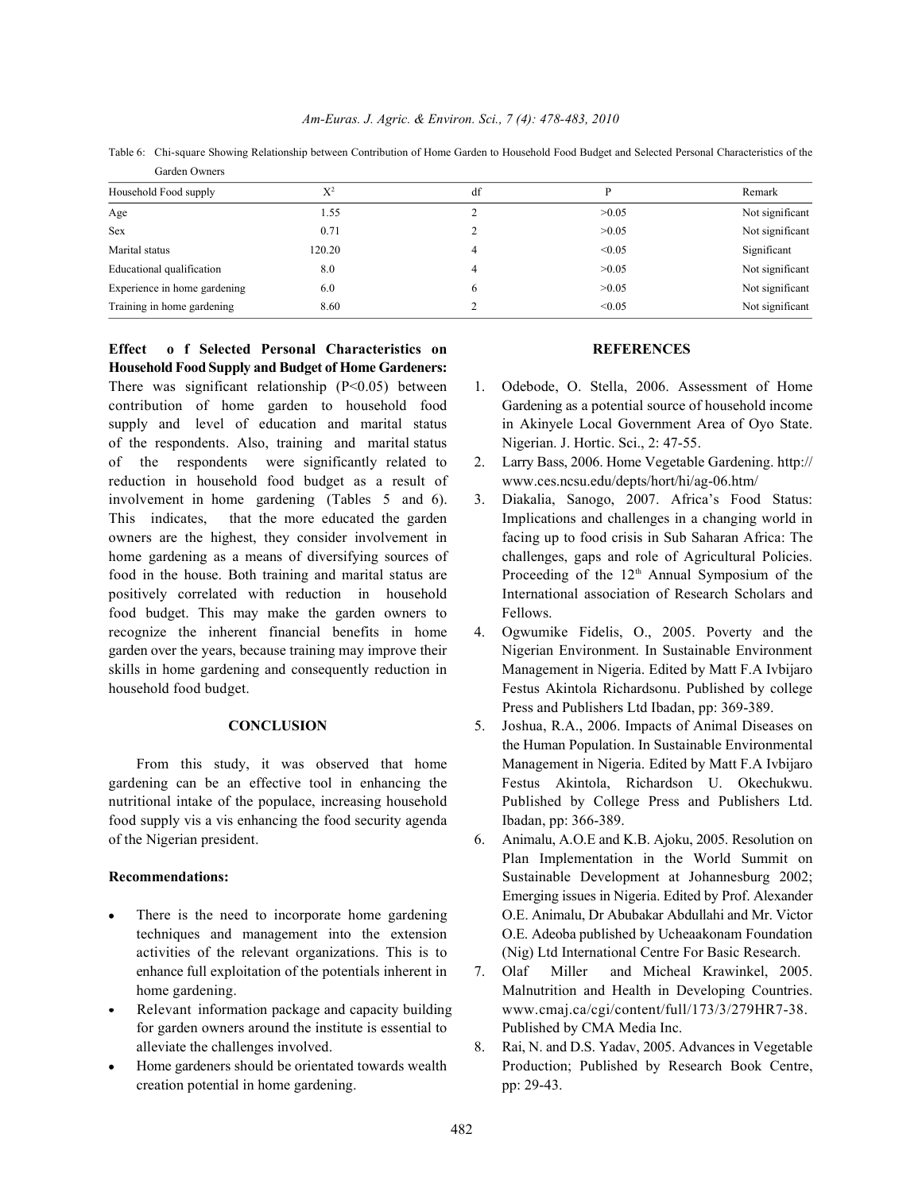Table 6: Chi-square Showing Relationship between Contribution of Home Garden to Household Food Budget and Selected Personal Characteristics of the Garden Owners

| Household Food supply | $X^2$ | df | P | Remark |
|---|---|---|---|---|
| Age | 1.55 | 2 | >0.05 | Not significant |
| Sex | 0.71 | 2 | >0.05 | Not significant |
| Marital status | 120.20 | 4 | <0.05 | Significant |
| Educational qualification | 8.0 | 4 | >0.05 | Not significant |
| Experience in home gardening | 6.0 | 6 | >0.05 | Not significant |
| Training in home gardening | 8.60 | 2 | <0.05 | Not significant |

**Effect o f Selected Personal Characteristics on Household Food Supply and Budget of Home Gardeners:** There was significant relationship (P<0.05) between contribution of home garden to household food supply and level of education and marital status of the respondents. Also, training and marital status of the respondents were significantly related to reduction in household food budget as a result of involvement in home gardening (Tables 5 and 6). This indicates, that the more educated the garden owners are the highest, they consider involvement in home gardening as a means of diversifying sources of food in the house. Both training and marital status are positively correlated with reduction in household food budget. This may make the garden owners to recognize the inherent financial benefits in home garden over the years, because training may improve their skills in home gardening and consequently reduction in household food budget.

## CONCLUSION

From this study, it was observed that home gardening can be an effective tool in enhancing the nutritional intake of the populace, increasing household food supply vis a vis enhancing the food security agenda of the Nigerian president.

**Recommendations:**

- There is the need to incorporate home gardening techniques and management into the extension activities of the relevant organizations. This is to enhance full exploitation of the potentials inherent in home gardening.
- Relevant information package and capacity building for garden owners around the institute is essential to alleviate the challenges involved.
- Home gardeners should be orientated towards wealth creation potential in home gardening.

## REFERENCES

1. Odebode, O. Stella, 2006. Assessment of Home Gardening as a potential source of household income in Akinyele Local Government Area of Oyo State. Nigerian. J. Hortic. Sci., 2: 47-55.
2. Larry Bass, 2006. Home Vegetable Gardening. http://www.ces.ncsu.edu/depts/hort/hi/ag-06.htm/
3. Diakalia, Sanogo, 2007. Africa's Food Status: Implications and challenges in a changing world in facing up to food crisis in Sub Saharan Africa: The challenges, gaps and role of Agricultural Policies. Proceeding of the 12th Annual Symposium of the International association of Research Scholars and Fellows.
4. Ogwumike Fidelis, O., 2005. Poverty and the Nigerian Environment. In Sustainable Environment Management in Nigeria. Edited by Matt F.A Ivbijaro Festus Akintola Richardsonu. Published by college Press and Publishers Ltd Ibadan, pp: 369-389.
5. Joshua, R.A., 2006. Impacts of Animal Diseases on the Human Population. In Sustainable Environmental Management in Nigeria. Edited by Matt F.A Ivbijaro Festus Akintola, Richardson U. Okechukwu. Published by College Press and Publishers Ltd. Ibadan, pp: 366-389.
6. Animalu, A.O.E and K.B. Ajoku, 2005. Resolution on Plan Implementation in the World Summit on Sustainable Development at Johannesburg 2002; Emerging issues in Nigeria. Edited by Prof. Alexander O.E. Animalu, Dr Abubakar Abdullahi and Mr. Victor O.E. Adeoba published by Ucheaakonam Foundation (Nig) Ltd International Centre For Basic Research.
7. Olaf Miller and Micheal Krawinkel, 2005. Malnutrition and Health in Developing Countries. www.cmaj.ca/cgi/content/full/173/3/279HR7-38. Published by CMA Media Inc.
8. Rai, N. and D.S. Yadav, 2005. Advances in Vegetable Production; Published by Research Book Centre, pp: 29-43.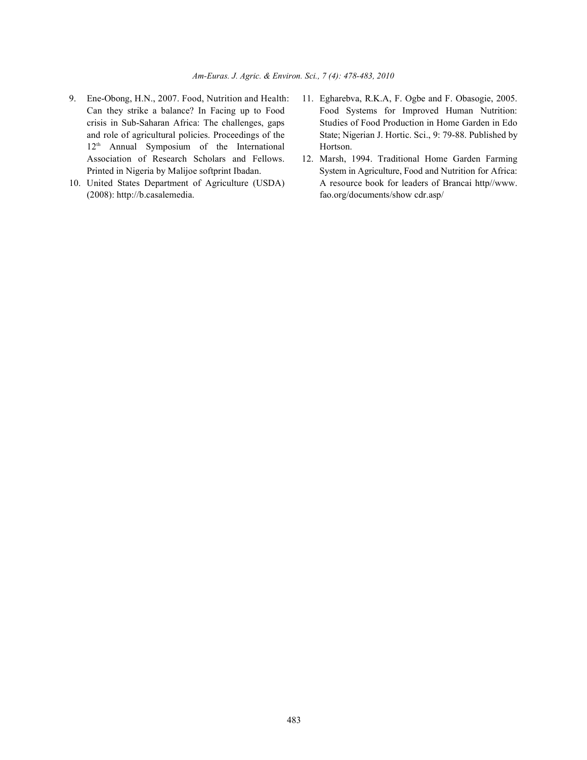9. Ene-Obong, H.N., 2007. Food, Nutrition and Health: Can they strike a balance? In Facing up to Food crisis in Sub-Saharan Africa: The challenges, gaps and role of agricultural policies. Proceedings of the 12th Annual Symposium of the International Association of Research Scholars and Fellows. Printed in Nigeria by Malijoe softprint Ibadan.
10. United States Department of Agriculture (USDA) (2008): http://b.casalemedia.
11. Egharebva, R.K.A, F. Ogbe and F. Obasogie, 2005. Food Systems for Improved Human Nutrition: Studies of Food Production in Home Garden in Edo State; Nigerian J. Hortic. Sci., 9: 79-88. Published by Hortson.
12. Marsh, 1994. Traditional Home Garden Farming System in Agriculture, Food and Nutrition for Africa: A resource book for leaders of Brancai http//www.fao.org/documents/show cdr.asp/